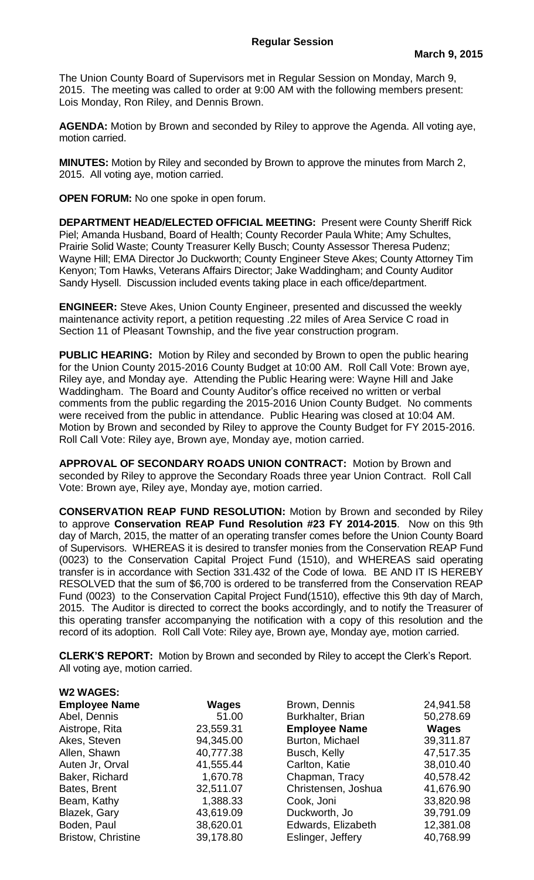## Regular Session

**March 9, 2015**

The Union County Board of Supervisors met in Regular Session on Monday, March 9, 2015. The meeting was called to order at 9:00 AM with the following members present: Lois Monday, Ron Riley, and Dennis Brown.

**AGENDA:** Motion by Brown and seconded by Riley to approve the Agenda. All voting aye, motion carried.

**MINUTES:** Motion by Riley and seconded by Brown to approve the minutes from March 2, 2015. All voting aye, motion carried.

**OPEN FORUM:** No one spoke in open forum.

**DEPARTMENT HEAD/ELECTED OFFICIAL MEETING:** Present were County Sheriff Rick Piel; Amanda Husband, Board of Health; County Recorder Paula White; Amy Schultes, Prairie Solid Waste; County Treasurer Kelly Busch; County Assessor Theresa Pudenz; Wayne Hill; EMA Director Jo Duckworth; County Engineer Steve Akes; County Attorney Tim Kenyon; Tom Hawks, Veterans Affairs Director; Jake Waddingham; and County Auditor Sandy Hysell. Discussion included events taking place in each office/department.

**ENGINEER:** Steve Akes, Union County Engineer, presented and discussed the weekly maintenance activity report, a petition requesting .22 miles of Area Service C road in Section 11 of Pleasant Township, and the five year construction program.

**PUBLIC HEARING:** Motion by Riley and seconded by Brown to open the public hearing for the Union County 2015-2016 County Budget at 10:00 AM. Roll Call Vote: Brown aye, Riley aye, and Monday aye. Attending the Public Hearing were: Wayne Hill and Jake Waddingham. The Board and County Auditor's office received no written or verbal comments from the public regarding the 2015-2016 Union County Budget. No comments were received from the public in attendance. Public Hearing was closed at 10:04 AM. Motion by Brown and seconded by Riley to approve the County Budget for FY 2015-2016. Roll Call Vote: Riley aye, Brown aye, Monday aye, motion carried.

**APPROVAL OF SECONDARY ROADS UNION CONTRACT:** Motion by Brown and seconded by Riley to approve the Secondary Roads three year Union Contract. Roll Call Vote: Brown aye, Riley aye, Monday aye, motion carried.

**CONSERVATION REAP FUND RESOLUTION:** Motion by Brown and seconded by Riley to approve **Conservation REAP Fund Resolution #23 FY 2014-2015**. Now on this 9th day of March, 2015, the matter of an operating transfer comes before the Union County Board of Supervisors. WHEREAS it is desired to transfer monies from the Conservation REAP Fund (0023) to the Conservation Capital Project Fund (1510), and WHEREAS said operating transfer is in accordance with Section 331.432 of the Code of Iowa. BE AND IT IS HEREBY RESOLVED that the sum of $6,700 is ordered to be transferred from the Conservation REAP Fund (0023) to the Conservation Capital Project Fund(1510), effective this 9th day of March, 2015. The Auditor is directed to correct the books accordingly, and to notify the Treasurer of this operating transfer accompanying the notification with a copy of this resolution and the record of its adoption. Roll Call Vote: Riley aye, Brown aye, Monday aye, motion carried.

**CLERK'S REPORT:** Motion by Brown and seconded by Riley to accept the Clerk's Report. All voting aye, motion carried.

**W2 WAGES:**

| Employee Name | Wages |
|---|---|
| Abel, Dennis | 51.00 |
| Aistrope, Rita | 23,559.31 |
| Akes, Steven | 94,345.00 |
| Allen, Shawn | 40,777.38 |
| Auten Jr, Orval | 41,555.44 |
| Baker, Richard | 1,670.78 |
| Bates, Brent | 32,511.07 |
| Beam, Kathy | 1,388.33 |
| Blazek, Gary | 43,619.09 |
| Boden, Paul | 38,620.01 |
| Bristow, Christine | 39,178.80 |
| Brown, Dennis | 24,941.58 |
| Burkhalter, Brian | 50,278.69 |

| Employee Name | Wages |
|---|---|
| Burton, Michael | 39,311.87 |
| Busch, Kelly | 47,517.35 |
| Carlton, Katie | 38,010.40 |
| Chapman, Tracy | 40,578.42 |
| Christensen, Joshua | 41,676.90 |
| Cook, Joni | 33,820.98 |
| Duckworth, Jo | 39,791.09 |
| Edwards, Elizabeth | 12,381.08 |
| Eslinger, Jeffery | 40,768.99 |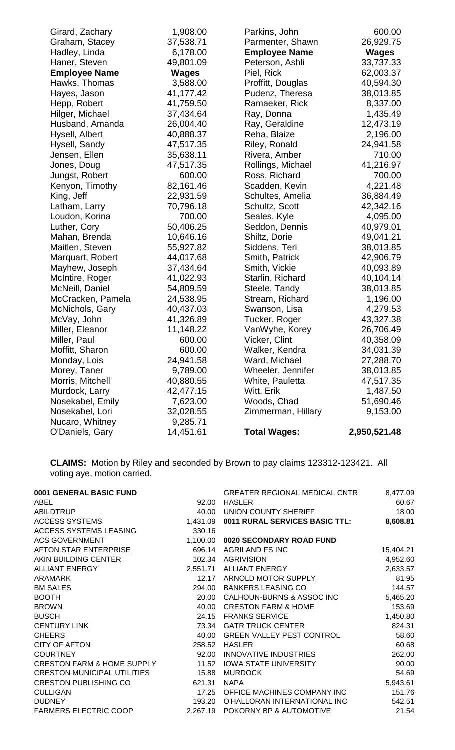| Employee Name | Wages |
|---|---|
| Girard, Zachary | 1,908.00 |
| Graham, Stacey | 37,538.71 |
| Hadley, Linda | 6,178.00 |
| Haner, Steven | 49,801.09 |
| **Employee Name** | **Wages** |
| Hawks, Thomas | 3,588.00 |
| Hayes, Jason | 41,177.42 |
| Hepp, Robert | 41,759.50 |
| Hilger, Michael | 37,434.64 |
| Husband, Amanda | 26,004.40 |
| Hysell, Albert | 40,888.37 |
| Hysell, Sandy | 47,517.35 |
| Jensen, Ellen | 35,638.11 |
| Jones, Doug | 47,517.35 |
| Jungst, Robert | 600.00 |
| Kenyon, Timothy | 82,161.46 |
| King, Jeff | 22,931.59 |
| Latham, Larry | 70,796.18 |
| Loudon, Korina | 700.00 |
| Luther, Cory | 50,406.25 |
| Mahan, Brenda | 10,646.16 |
| Maitlen, Steven | 55,927.82 |
| Marquart, Robert | 44,017.68 |
| Mayhew, Joseph | 37,434.64 |
| McIntire, Roger | 41,022.93 |
| McNeill, Daniel | 54,809.59 |
| McCracken, Pamela | 24,538.95 |
| McNichols, Gary | 40,437.03 |
| McVay, John | 41,326.89 |
| Miller, Eleanor | 11,148.22 |
| Miller, Paul | 600.00 |
| Moffitt, Sharon | 600.00 |
| Monday, Lois | 24,941.58 |
| Morey, Taner | 9,789.00 |
| Morris, Mitchell | 40,880.55 |
| Murdock, Larry | 42,477.15 |
| Nosekabel, Emily | 7,623.00 |
| Nosekabel, Lori | 32,028.55 |
| Nucaro, Whitney | 9,285.71 |
| O'Daniels, Gary | 14,451.61 |
| Parkins, John | 600.00 |
| Parmenter, Shawn | 26,929.75 |
| **Employee Name** | **Wages** |
| Peterson, Ashli | 33,737.33 |
| Piel, Rick | 62,003.37 |
| Proffitt, Douglas | 40,594.30 |
| Pudenz, Theresa | 38,013.85 |
| Ramaeker, Rick | 8,337.00 |
| Ray, Donna | 1,435.49 |
| Ray, Geraldine | 12,473.19 |
| Reha, Blaize | 2,196.00 |
| Riley, Ronald | 24,941.58 |
| Rivera, Amber | 710.00 |
| Rollings, Michael | 41,216.97 |
| Ross, Richard | 700.00 |
| Scadden, Kevin | 4,221.48 |
| Schultes, Amelia | 36,884.49 |
| Schultz, Scott | 42,342.16 |
| Seales, Kyle | 4,095.00 |
| Seddon, Dennis | 40,979.01 |
| Shiltz, Dorie | 49,041.21 |
| Siddens, Teri | 38,013.85 |
| Smith, Patrick | 42,906.79 |
| Smith, Vickie | 40,093.89 |
| Starlin, Richard | 40,104.14 |
| Steele, Tandy | 38,013.85 |
| Stream, Richard | 1,196.00 |
| Swanson, Lisa | 4,279.53 |
| Tucker, Roger | 43,327.38 |
| VanWyhe, Korey | 26,706.49 |
| Vicker, Clint | 40,358.09 |
| Walker, Kendra | 34,031.39 |
| Ward, Michael | 27,288.70 |
| Wheeler, Jennifer | 38,013.85 |
| White, Pauletta | 47,517.35 |
| Witt, Erik | 1,487.50 |
| Woods, Chad | 51,690.46 |
| Zimmerman, Hillary | 9,153.00 |
| **Total Wages:** | **2,950,521.48** |

**CLAIMS:** Motion by Riley and seconded by Brown to pay claims 123312-123421. All voting aye, motion carried.

| Vendor | Amount |
|---|---|
| **0001 GENERAL BASIC FUND** | |
| ABEL | 92.00 |
| ABILDTRUP | 40.00 |
| ACCESS SYSTEMS | 1,431.09 |
| ACCESS SYSTEMS LEASING | 330.16 |
| ACS GOVERNMENT | 1,100.00 |
| AFTON STAR ENTERPRISE | 696.14 |
| AKIN BUILDING CENTER | 102.34 |
| ALLIANT ENERGY | 2,551.71 |
| ARAMARK | 12.17 |
| BM SALES | 294.00 |
| BOOTH | 20.00 |
| BROWN | 40.00 |
| BUSCH | 24.15 |
| CENTURY LINK | 73.34 |
| CHEERS | 40.00 |
| CITY OF AFTON | 258.52 |
| COURTNEY | 92.00 |
| CRESTON FARM & HOME SUPPLY | 11.52 |
| CRESTON MUNICIPAL UTILITIES | 15.88 |
| CRESTON PUBLISHING CO | 621.31 |
| CULLIGAN | 17.25 |
| DUDNEY | 193.20 |
| FARMERS ELECTRIC COOP | 2,267.19 |
| GREATER REGIONAL MEDICAL CNTR | 8,477.09 |
| HASLER | 60.67 |
| UNION COUNTY SHERIFF | 18.00 |
| **0011 RURAL SERVICES BASIC TTL:** | **8,608.81** |
| **0020 SECONDARY ROAD FUND** | |
| AGRILAND FS INC | 15,404.21 |
| AGRIVISION | 4,952.60 |
| ALLIANT ENERGY | 2,633.57 |
| ARNOLD MOTOR SUPPLY | 81.95 |
| BANKERS LEASING CO | 144.57 |
| CALHOUN-BURNS & ASSOC INC | 5,465.20 |
| CRESTON FARM & HOME | 153.69 |
| FRANKS SERVICE | 1,450.80 |
| GATR TRUCK CENTER | 824.31 |
| GREEN VALLEY PEST CONTROL | 58.60 |
| HASLER | 60.68 |
| INNOVATIVE INDUSTRIES | 262.00 |
| IOWA STATE UNIVERSITY | 90.00 |
| MURDOCK | 54.69 |
| NAPA | 5,943.61 |
| OFFICE MACHINES COMPANY INC | 151.76 |
| O'HALLORAN INTERNATIONAL INC | 542.51 |
| POKORNY BP & AUTOMOTIVE | 21.54 |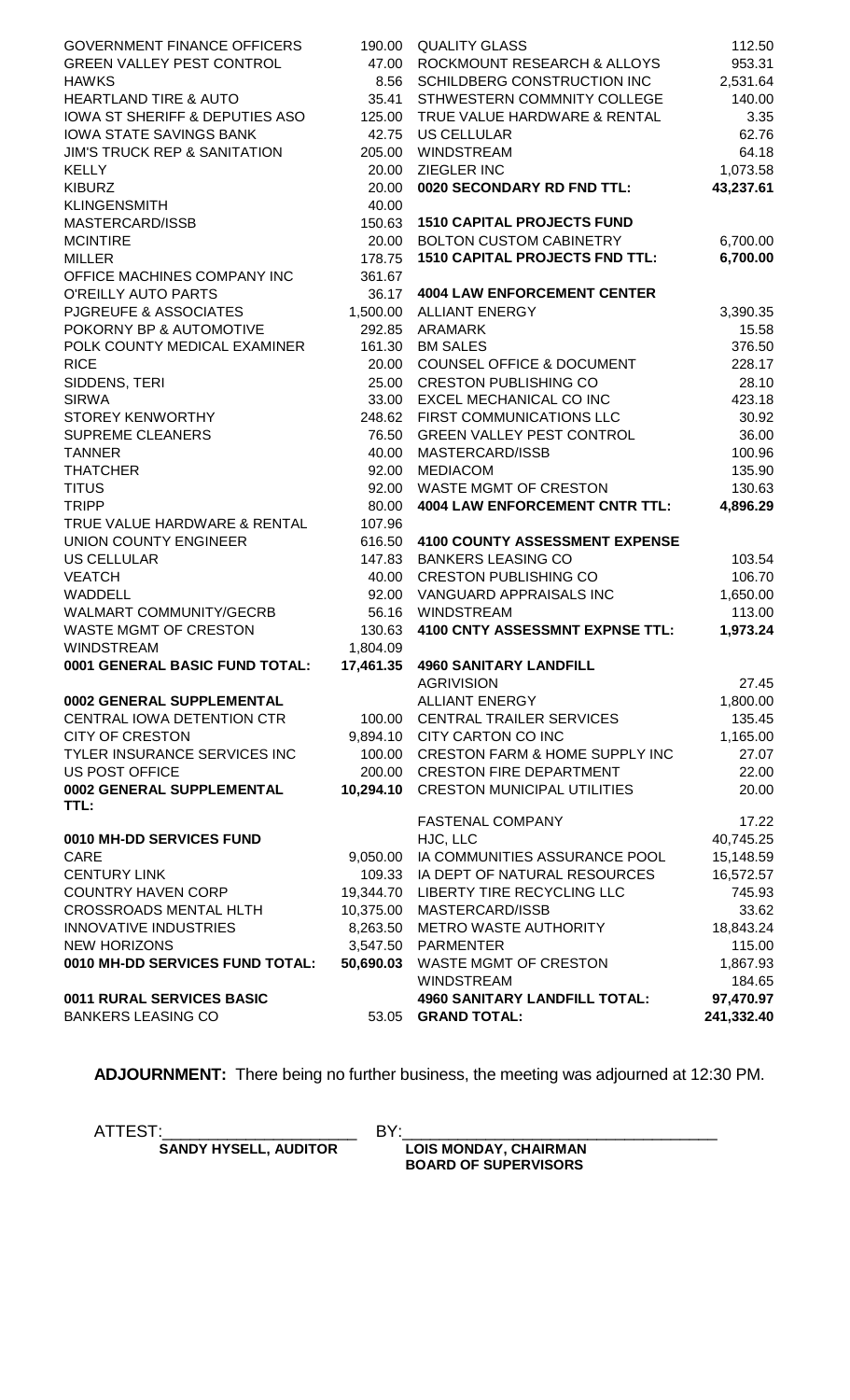| | |
|---|---|
| GOVERNMENT FINANCE OFFICERS | 190.00 |
| GREEN VALLEY PEST CONTROL | 47.00 |
| HAWKS | 8.56 |
| HEARTLAND TIRE & AUTO | 35.41 |
| IOWA ST SHERIFF & DEPUTIES ASO | 125.00 |
| IOWA STATE SAVINGS BANK | 42.75 |
| JIM'S TRUCK REP & SANITATION | 205.00 |
| KELLY | 20.00 |
| KIBURZ | 20.00 |
| KLINGENSMITH | 40.00 |
| MASTERCARD/ISSB | 150.63 |
| MCINTIRE | 20.00 |
| MILLER | 178.75 |
| OFFICE MACHINES COMPANY INC | 361.67 |
| O'REILLY AUTO PARTS | 36.17 |
| PJGREUFE & ASSOCIATES | 1,500.00 |
| POKORNY BP & AUTOMOTIVE | 292.85 |
| POLK COUNTY MEDICAL EXAMINER | 161.30 |
| RICE | 20.00 |
| SIDDENS, TERI | 25.00 |
| SIRWA | 33.00 |
| STOREY KENWORTHY | 248.62 |
| SUPREME CLEANERS | 76.50 |
| TANNER | 40.00 |
| THATCHER | 92.00 |
| TITUS | 92.00 |
| TRIPP | 80.00 |
| TRUE VALUE HARDWARE & RENTAL | 107.96 |
| UNION COUNTY ENGINEER | 616.50 |
| US CELLULAR | 147.83 |
| VEATCH | 40.00 |
| WADDELL | 92.00 |
| WALMART COMMUNITY/GECRB | 56.16 |
| WASTE MGMT OF CRESTON | 130.63 |
| WINDSTREAM | 1,804.09 |
| **0001 GENERAL BASIC FUND TOTAL:** | **17,461.35** |
| | |
| **0002 GENERAL SUPPLEMENTAL** | |
| CENTRAL IOWA DETENTION CTR | 100.00 |
| CITY OF CRESTON | 9,894.10 |
| TYLER INSURANCE SERVICES INC | 100.00 |
| US POST OFFICE | 200.00 |
| **0002 GENERAL SUPPLEMENTAL TTL:** | **10,294.10** |
| | |
| **0010 MH-DD SERVICES FUND** | |
| CARE | 9,050.00 |
| CENTURY LINK | 109.33 |
| COUNTRY HAVEN CORP | 19,344.70 |
| CROSSROADS MENTAL HLTH | 10,375.00 |
| INNOVATIVE INDUSTRIES | 8,263.50 |
| NEW HORIZONS | 3,547.50 |
| **0010 MH-DD SERVICES FUND TOTAL:** | **50,690.03** |
| | |
| **0011 RURAL SERVICES BASIC** | |
| BANKERS LEASING CO | 53.05 |
| QUALITY GLASS | 112.50 |
| ROCKMOUNT RESEARCH & ALLOYS | 953.31 |
| SCHILDBERG CONSTRUCTION INC | 2,531.64 |
| STHWESTERN COMMNITY COLLEGE | 140.00 |
| TRUE VALUE HARDWARE & RENTAL | 3.35 |
| US CELLULAR | 62.76 |
| WINDSTREAM | 64.18 |
| ZIEGLER INC | 1,073.58 |
| **0020 SECONDARY RD FND TTL:** | **43,237.61** |
| | |
| **1510 CAPITAL PROJECTS FUND** | |
| BOLTON CUSTOM CABINETRY | 6,700.00 |
| **1510 CAPITAL PROJECTS FND TTL:** | **6,700.00** |
| | |
| **4004 LAW ENFORCEMENT CENTER** | |
| ALLIANT ENERGY | 3,390.35 |
| ARAMARK | 15.58 |
| BM SALES | 376.50 |
| COUNSEL OFFICE & DOCUMENT | 228.17 |
| CRESTON PUBLISHING CO | 28.10 |
| EXCEL MECHANICAL CO INC | 423.18 |
| FIRST COMMUNICATIONS LLC | 30.92 |
| GREEN VALLEY PEST CONTROL | 36.00 |
| MASTERCARD/ISSB | 100.96 |
| MEDIACOM | 135.90 |
| WASTE MGMT OF CRESTON | 130.63 |
| **4004 LAW ENFORCEMENT CNTR TTL:** | **4,896.29** |
| | |
| **4100 COUNTY ASSESSMENT EXPENSE** | |
| BANKERS LEASING CO | 103.54 |
| CRESTON PUBLISHING CO | 106.70 |
| VANGUARD APPRAISALS INC | 1,650.00 |
| WINDSTREAM | 113.00 |
| **4100 CNTY ASSESSMNT EXPNSE TTL:** | **1,973.24** |
| | |
| **4960 SANITARY LANDFILL** | |
| AGRIVISION | 27.45 |
| ALLIANT ENERGY | 1,800.00 |
| CENTRAL TRAILER SERVICES | 135.45 |
| CITY CARTON CO INC | 1,165.00 |
| CRESTON FARM & HOME SUPPLY INC | 27.07 |
| CRESTON FIRE DEPARTMENT | 22.00 |
| CRESTON MUNICIPAL UTILITIES | 20.00 |
| FASTENAL COMPANY | 17.22 |
| HJC, LLC | 40,745.25 |
| IA COMMUNITIES ASSURANCE POOL | 15,148.59 |
| IA DEPT OF NATURAL RESOURCES | 16,572.57 |
| LIBERTY TIRE RECYCLING LLC | 745.93 |
| MASTERCARD/ISSB | 33.62 |
| METRO WASTE AUTHORITY | 18,843.24 |
| PARMENTER | 115.00 |
| WASTE MGMT OF CRESTON | 1,867.93 |
| WINDSTREAM | 184.65 |
| **4960 SANITARY LANDFILL TOTAL:** | **97,470.97** |
| **GRAND TOTAL:** | **241,332.40** |

**ADJOURNMENT:** There being no further business, the meeting was adjourned at 12:30 PM.

ATTEST:______________________ BY:___________________________________

**SANDY HYSELL, AUDITOR** **LOIS MONDAY, CHAIRMAN**
**BOARD OF SUPERVISORS**